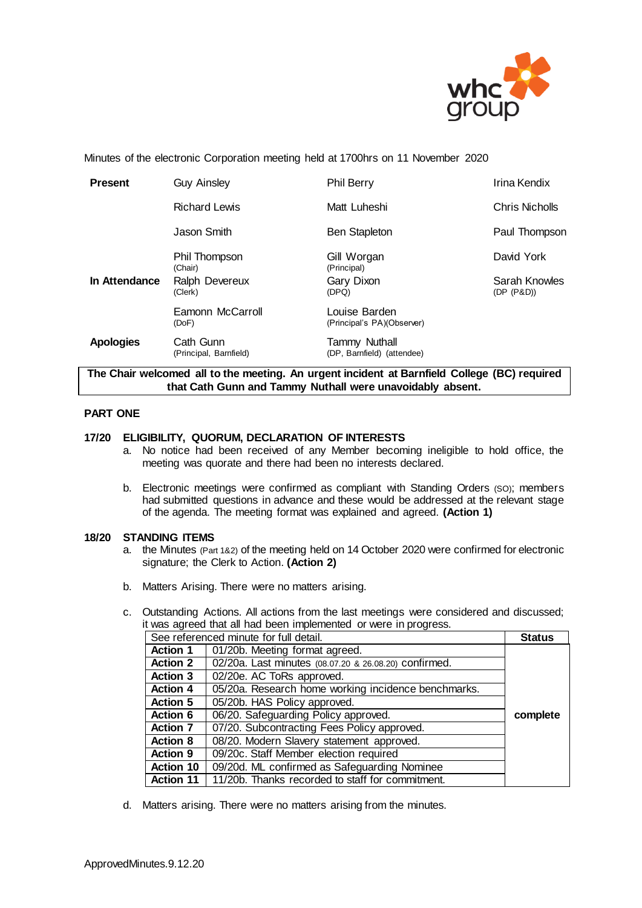Minutes of the electronic Corporation meeting held at 1700hrs on 11 November 2020

| | | | |
|---|---|---|---|
| **Present** | Guy Ainsley | Phil Berry | Irina Kendix |
| | Richard Lewis | Matt Luheshi | Chris Nicholls |
| | Jason Smith | Ben Stapleton | Paul Thompson |
| | Phil Thompson (Chair) | Gill Worgan (Principal) | David York |
| **In Attendance** | Ralph Devereux (Clerk) | Gary Dixon (DPQ) | Sarah Knowles (DP (P&D)) |
| | Eamonn McCarroll (DoF) | Louise Barden (Principal's PA)(Observer) | |
| **Apologies** | Cath Gunn (Principal, Barnfield) | Tammy Nuthall (DP, Barnfield) (attendee) | |

**The Chair welcomed all to the meeting. An urgent incident at Barnfield College (BC) required that Cath Gunn and Tammy Nuthall were unavoidably absent.**

## PART ONE

### 17/20 ELIGIBILITY, QUORUM, DECLARATION OF INTERESTS

a. No notice had been received of any Member becoming ineligible to hold office, the meeting was quorate and there had been no interests declared.

b. Electronic meetings were confirmed as compliant with Standing Orders (SO); members had submitted questions in advance and these would be addressed at the relevant stage of the agenda. The meeting format was explained and agreed. **(Action 1)**

### 18/20 STANDING ITEMS

a. the Minutes (Part 1&2) of the meeting held on 14 October 2020 were confirmed for electronic signature; the Clerk to Action. **(Action 2)**

b. Matters Arising. There were no matters arising.

c. Outstanding Actions. All actions from the last meetings were considered and discussed; it was agreed that all had been implemented or were in progress.

| See referenced minute for full detail. | | **Status** |
|---|---|---|
| **Action 1** | 01/20b. Meeting format agreed. | **complete** |
| **Action 2** | 02/20a. Last minutes (08.07.20 & 26.08.20) confirmed. | |
| **Action 3** | 02/20e. AC ToRs approved. | |
| **Action 4** | 05/20a. Research home working incidence benchmarks. | |
| **Action 5** | 05/20b. HAS Policy approved. | |
| **Action 6** | 06/20. Safeguarding Policy approved. | |
| **Action 7** | 07/20. Subcontracting Fees Policy approved. | |
| **Action 8** | 08/20. Modern Slavery statement approved. | |
| **Action 9** | 09/20c. Staff Member election required | |
| **Action 10** | 09/20d. ML confirmed as Safeguarding Nominee | |
| **Action 11** | 11/20b. Thanks recorded to staff for commitment. | |

d. Matters arising. There were no matters arising from the minutes.

ApprovedMinutes.9.12.20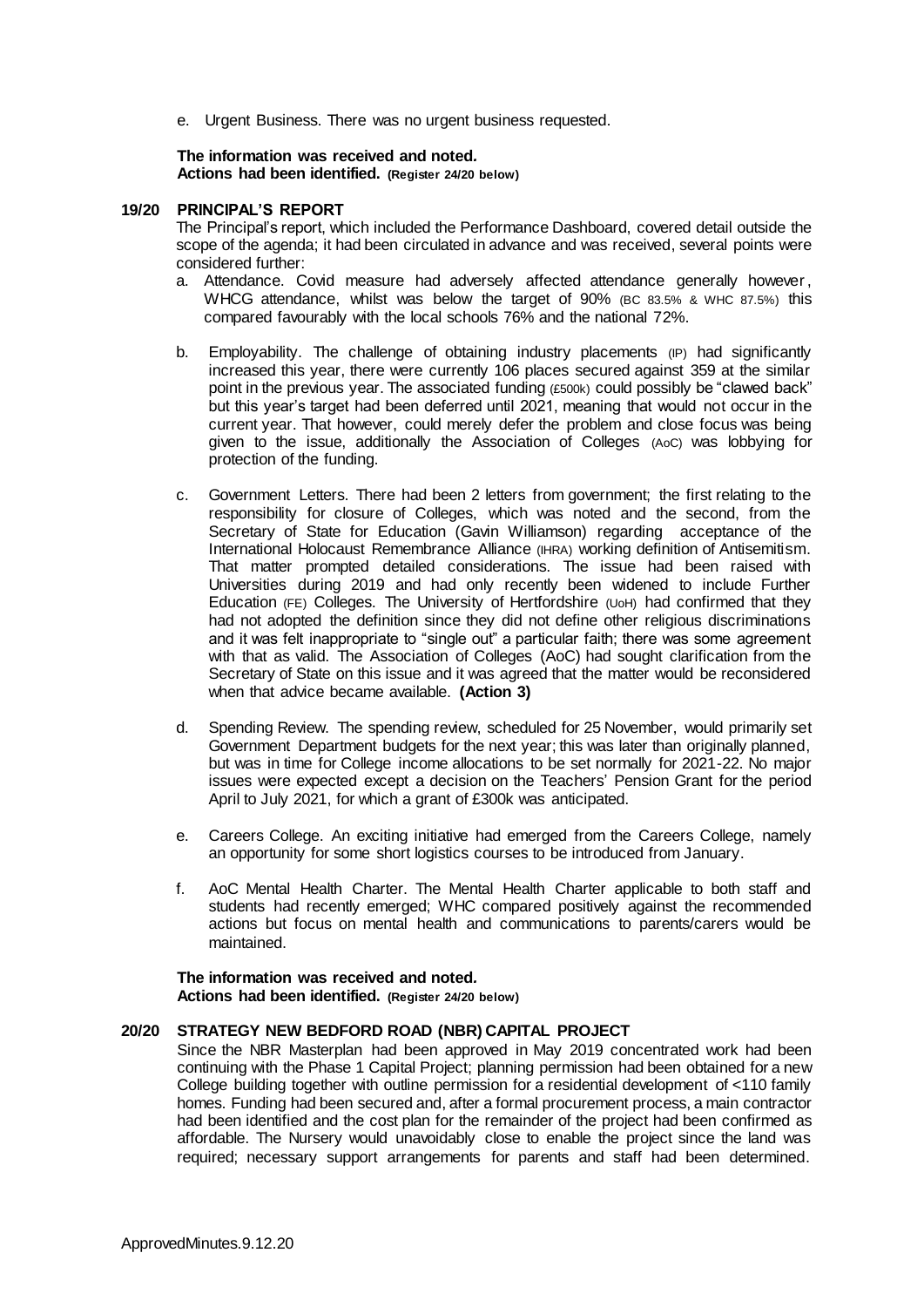e. Urgent Business. There was no urgent business requested.

**The information was received and noted.**
**Actions had been identified.** **(Register 24/20 below)**

## 19/20 PRINCIPAL'S REPORT

The Principal's report, which included the Performance Dashboard, covered detail outside the scope of the agenda; it had been circulated in advance and was received, several points were considered further:

a. Attendance. Covid measure had adversely affected attendance generally however, WHCG attendance, whilst was below the target of 90% (BC 83.5% & WHC 87.5%) this compared favourably with the local schools 76% and the national 72%.

b. Employability. The challenge of obtaining industry placements (IP) had significantly increased this year, there were currently 106 places secured against 359 at the similar point in the previous year. The associated funding (£500k) could possibly be "clawed back" but this year's target had been deferred until 2021, meaning that would not occur in the current year. That however, could merely defer the problem and close focus was being given to the issue, additionally the Association of Colleges (AoC) was lobbying for protection of the funding.

c. Government Letters. There had been 2 letters from government; the first relating to the responsibility for closure of Colleges, which was noted and the second, from the Secretary of State for Education (Gavin Williamson) regarding acceptance of the International Holocaust Remembrance Alliance (IHRA) working definition of Antisemitism. That matter prompted detailed considerations. The issue had been raised with Universities during 2019 and had only recently been widened to include Further Education (FE) Colleges. The University of Hertfordshire (UoH) had confirmed that they had not adopted the definition since they did not define other religious discriminations and it was felt inappropriate to "single out" a particular faith; there was some agreement with that as valid. The Association of Colleges (AoC) had sought clarification from the Secretary of State on this issue and it was agreed that the matter would be reconsidered when that advice became available. **(Action 3)**

d. Spending Review. The spending review, scheduled for 25 November, would primarily set Government Department budgets for the next year; this was later than originally planned, but was in time for College income allocations to be set normally for 2021-22. No major issues were expected except a decision on the Teachers' Pension Grant for the period April to July 2021, for which a grant of £300k was anticipated.

e. Careers College. An exciting initiative had emerged from the Careers College, namely an opportunity for some short logistics courses to be introduced from January.

f. AoC Mental Health Charter. The Mental Health Charter applicable to both staff and students had recently emerged; WHC compared positively against the recommended actions but focus on mental health and communications to parents/carers would be maintained.

**The information was received and noted.**
**Actions had been identified.** **(Register 24/20 below)**

## 20/20 STRATEGY NEW BEDFORD ROAD (NBR) CAPITAL PROJECT

Since the NBR Masterplan had been approved in May 2019 concentrated work had been continuing with the Phase 1 Capital Project; planning permission had been obtained for a new College building together with outline permission for a residential development of <110 family homes. Funding had been secured and, after a formal procurement process, a main contractor had been identified and the cost plan for the remainder of the project had been confirmed as affordable. The Nursery would unavoidably close to enable the project since the land was required; necessary support arrangements for parents and staff had been determined.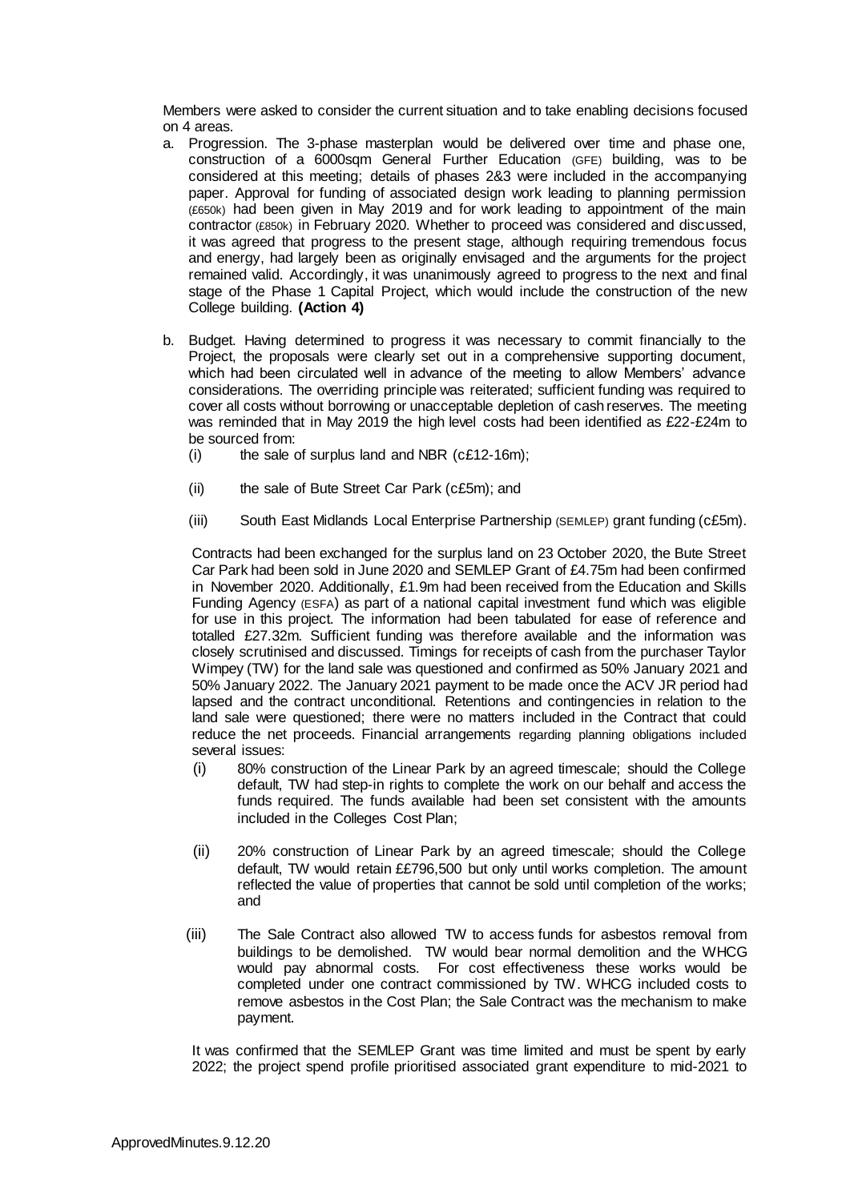Members were asked to consider the current situation and to take enabling decisions focused on 4 areas.

a. Progression. The 3-phase masterplan would be delivered over time and phase one, construction of a 6000sqm General Further Education (GFE) building, was to be considered at this meeting; details of phases 2&3 were included in the accompanying paper. Approval for funding of associated design work leading to planning permission (£650k) had been given in May 2019 and for work leading to appointment of the main contractor (£850k) in February 2020. Whether to proceed was considered and discussed, it was agreed that progress to the present stage, although requiring tremendous focus and energy, had largely been as originally envisaged and the arguments for the project remained valid. Accordingly, it was unanimously agreed to progress to the next and final stage of the Phase 1 Capital Project, which would include the construction of the new College building. **(Action 4)**

b. Budget. Having determined to progress it was necessary to commit financially to the Project, the proposals were clearly set out in a comprehensive supporting document, which had been circulated well in advance of the meeting to allow Members' advance considerations. The overriding principle was reiterated; sufficient funding was required to cover all costs without borrowing or unacceptable depletion of cash reserves. The meeting was reminded that in May 2019 the high level costs had been identified as £22-£24m to be sourced from:

   (i) the sale of surplus land and NBR (c£12-16m);

   (ii) the sale of Bute Street Car Park (c£5m); and

   (iii) South East Midlands Local Enterprise Partnership (SEMLEP) grant funding (c£5m).

   Contracts had been exchanged for the surplus land on 23 October 2020, the Bute Street Car Park had been sold in June 2020 and SEMLEP Grant of £4.75m had been confirmed in November 2020. Additionally, £1.9m had been received from the Education and Skills Funding Agency (ESFA) as part of a national capital investment fund which was eligible for use in this project. The information had been tabulated for ease of reference and totalled £27.32m. Sufficient funding was therefore available and the information was closely scrutinised and discussed. Timings for receipts of cash from the purchaser Taylor Wimpey (TW) for the land sale was questioned and confirmed as 50% January 2021 and 50% January 2022. The January 2021 payment to be made once the ACV JR period had lapsed and the contract unconditional. Retentions and contingencies in relation to the land sale were questioned; there were no matters included in the Contract that could reduce the net proceeds. Financial arrangements regarding planning obligations included several issues:

   (i) 80% construction of the Linear Park by an agreed timescale; should the College default, TW had step-in rights to complete the work on our behalf and access the funds required. The funds available had been set consistent with the amounts included in the Colleges Cost Plan;

   (ii) 20% construction of Linear Park by an agreed timescale; should the College default, TW would retain ££796,500 but only until works completion. The amount reflected the value of properties that cannot be sold until completion of the works; and

   (iii) The Sale Contract also allowed TW to access funds for asbestos removal from buildings to be demolished. TW would bear normal demolition and the WHCG would pay abnormal costs. For cost effectiveness these works would be completed under one contract commissioned by TW. WHCG included costs to remove asbestos in the Cost Plan; the Sale Contract was the mechanism to make payment.

   It was confirmed that the SEMLEP Grant was time limited and must be spent by early 2022; the project spend profile prioritised associated grant expenditure to mid-2021 to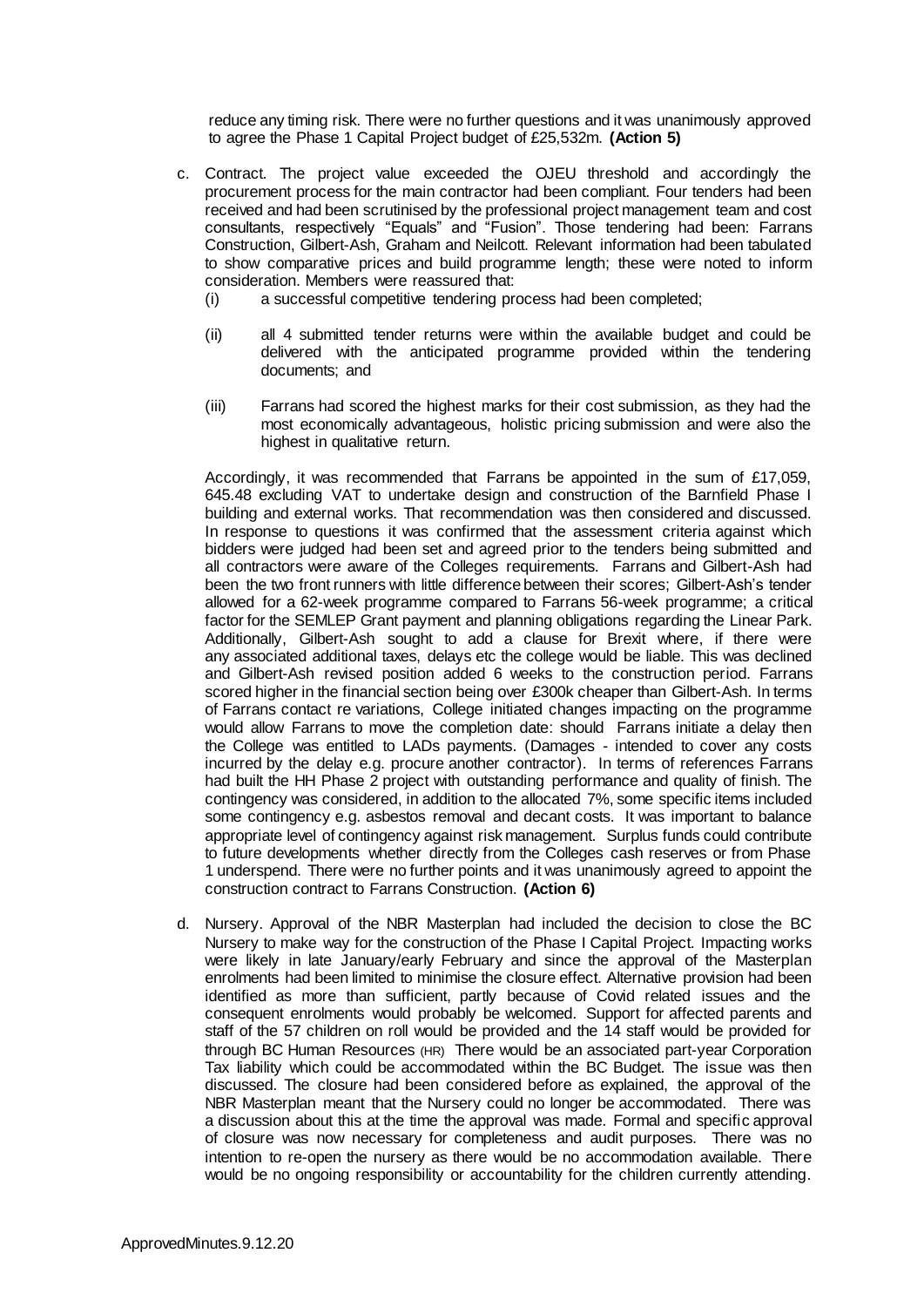reduce any timing risk. There were no further questions and it was unanimously approved to agree the Phase 1 Capital Project budget of £25,532m. **(Action 5)**

c. Contract. The project value exceeded the OJEU threshold and accordingly the procurement process for the main contractor had been compliant. Four tenders had been received and had been scrutinised by the professional project management team and cost consultants, respectively "Equals" and "Fusion". Those tendering had been: Farrans Construction, Gilbert-Ash, Graham and Neilcott. Relevant information had been tabulated to show comparative prices and build programme length; these were noted to inform consideration. Members were reassured that:

   (i) a successful competitive tendering process had been completed;

   (ii) all 4 submitted tender returns were within the available budget and could be delivered with the anticipated programme provided within the tendering documents; and

   (iii) Farrans had scored the highest marks for their cost submission, as they had the most economically advantageous, holistic pricing submission and were also the highest in qualitative return.

   Accordingly, it was recommended that Farrans be appointed in the sum of £17,059, 645.48 excluding VAT to undertake design and construction of the Barnfield Phase I building and external works. That recommendation was then considered and discussed. In response to questions it was confirmed that the assessment criteria against which bidders were judged had been set and agreed prior to the tenders being submitted and all contractors were aware of the Colleges requirements. Farrans and Gilbert-Ash had been the two front runners with little difference between their scores; Gilbert-Ash's tender allowed for a 62-week programme compared to Farrans 56-week programme; a critical factor for the SEMLEP Grant payment and planning obligations regarding the Linear Park. Additionally, Gilbert-Ash sought to add a clause for Brexit where, if there were any associated additional taxes, delays etc the college would be liable. This was declined and Gilbert-Ash revised position added 6 weeks to the construction period. Farrans scored higher in the financial section being over £300k cheaper than Gilbert-Ash. In terms of Farrans contact re variations, College initiated changes impacting on the programme would allow Farrans to move the completion date: should Farrans initiate a delay then the College was entitled to LADs payments. (Damages - intended to cover any costs incurred by the delay e.g. procure another contractor). In terms of references Farrans had built the HH Phase 2 project with outstanding performance and quality of finish. The contingency was considered, in addition to the allocated 7%, some specific items included some contingency e.g. asbestos removal and decant costs. It was important to balance appropriate level of contingency against risk management. Surplus funds could contribute to future developments whether directly from the Colleges cash reserves or from Phase 1 underspend. There were no further points and it was unanimously agreed to appoint the construction contract to Farrans Construction. **(Action 6)**

d. Nursery. Approval of the NBR Masterplan had included the decision to close the BC Nursery to make way for the construction of the Phase I Capital Project. Impacting works were likely in late January/early February and since the approval of the Masterplan enrolments had been limited to minimise the closure effect. Alternative provision had been identified as more than sufficient, partly because of Covid related issues and the consequent enrolments would probably be welcomed. Support for affected parents and staff of the 57 children on roll would be provided and the 14 staff would be provided for through BC Human Resources (HR) There would be an associated part-year Corporation Tax liability which could be accommodated within the BC Budget. The issue was then discussed. The closure had been considered before as explained, the approval of the NBR Masterplan meant that the Nursery could no longer be accommodated. There was a discussion about this at the time the approval was made. Formal and specific approval of closure was now necessary for completeness and audit purposes. There was no intention to re-open the nursery as there would be no accommodation available. There would be no ongoing responsibility or accountability for the children currently attending.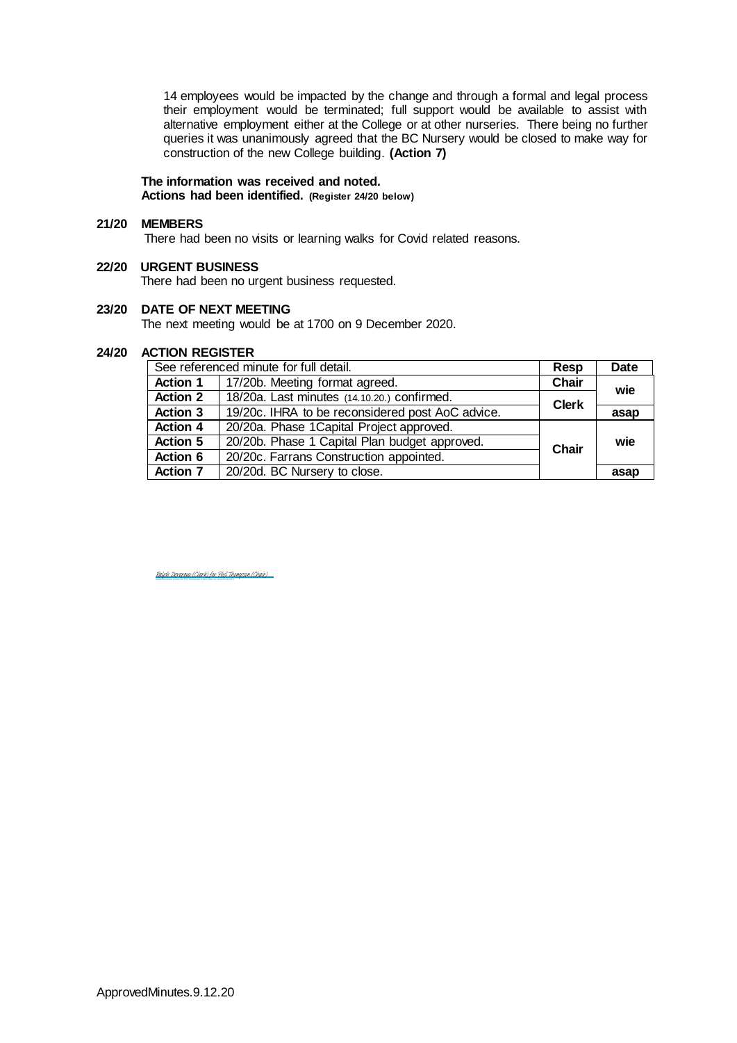14 employees would be impacted by the change and through a formal and legal process their employment would be terminated; full support would be available to assist with alternative employment either at the College or at other nurseries. There being no further queries it was unanimously agreed that the BC Nursery would be closed to make way for construction of the new College building. **(Action 7)**

**The information was received and noted.**
**Actions had been identified.** **(Register 24/20 below)**

**21/20 MEMBERS**

There had been no visits or learning walks for Covid related reasons.

**22/20 URGENT BUSINESS**

There had been no urgent business requested.

**23/20 DATE OF NEXT MEETING**

The next meeting would be at 1700 on 9 December 2020.

**24/20 ACTION REGISTER**

| See referenced minute for full detail. | | **Resp** | **Date** |
|---|---|---|---|
| **Action 1** | 17/20b. Meeting format agreed. | **Chair** | **wie** |
| **Action 2** | 18/20a. Last minutes (14.10.20.) confirmed. | **Clerk** | |
| **Action 3** | 19/20c. IHRA to be reconsidered post AoC advice. | | **asap** |
| **Action 4** | 20/20a. Phase 1Capital Project approved. | **Chair** | **wie** |
| **Action 5** | 20/20b. Phase 1 Capital Plan budget approved. | | |
| **Action 6** | 20/20c. Farrans Construction appointed. | | |
| **Action 7** | 20/20d. BC Nursery to close. | | **asap** |

Ralph Devereux (Clerk) for Phil Thompson (Chair)

ApprovedMinutes.9.12.20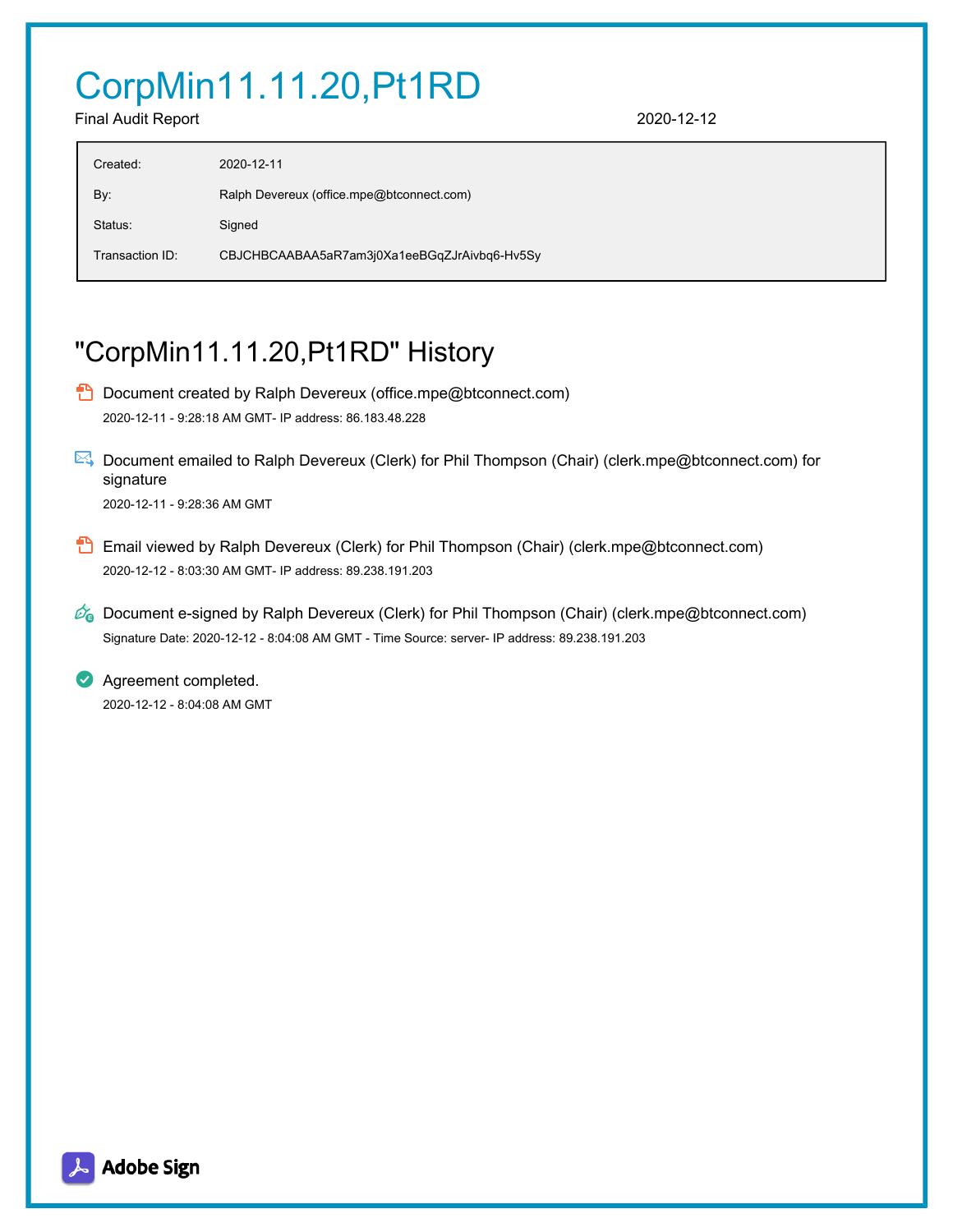# CorpMin11.11.20,Pt1RD

Final Audit Report 2020-12-12

| | |
|---|---|
| Created: | 2020-12-11 |
| By: | Ralph Devereux (office.mpe@btconnect.com) |
| Status: | Signed |
| Transaction ID: | CBJCHBCAABAA5aR7am3j0Xa1eeBGqZJrAivbq6-Hv5Sy |

## "CorpMin11.11.20,Pt1RD" History

- Document created by Ralph Devereux (office.mpe@btconnect.com)
  2020-12-11 - 9:28:18 AM GMT- IP address: 86.183.48.228

- Document emailed to Ralph Devereux (Clerk) for Phil Thompson (Chair) (clerk.mpe@btconnect.com) for signature
  2020-12-11 - 9:28:36 AM GMT

- Email viewed by Ralph Devereux (Clerk) for Phil Thompson (Chair) (clerk.mpe@btconnect.com)
  2020-12-12 - 8:03:30 AM GMT- IP address: 89.238.191.203

- Document e-signed by Ralph Devereux (Clerk) for Phil Thompson (Chair) (clerk.mpe@btconnect.com)
  Signature Date: 2020-12-12 - 8:04:08 AM GMT - Time Source: server- IP address: 89.238.191.203

- Agreement completed.
  2020-12-12 - 8:04:08 AM GMT

Adobe Sign